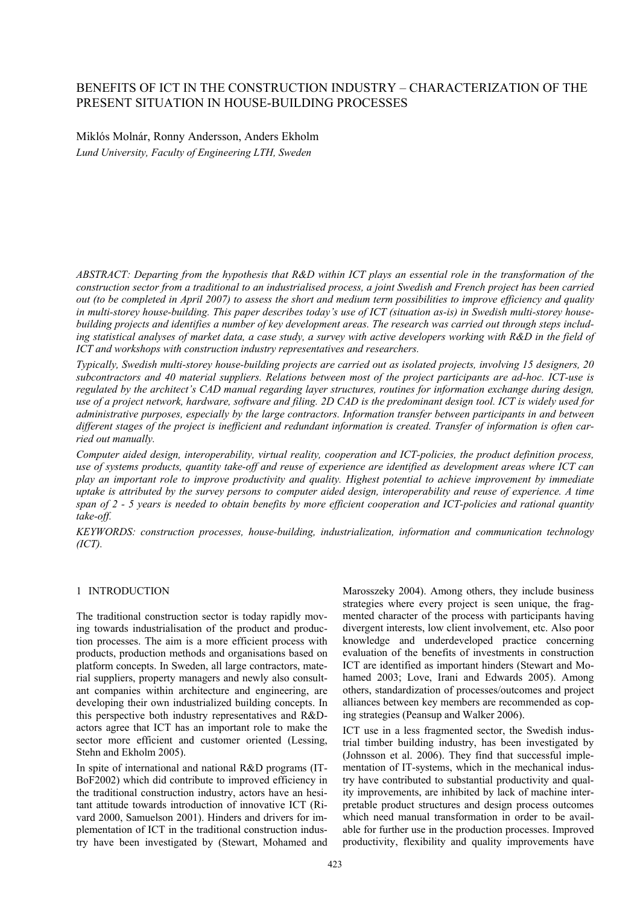# BENEFITS OF ICT IN THE CONSTRUCTION INDUSTRY – CHARACTERIZATION OF THE PRESENT SITUATION IN HOUSE-BUILDING PROCESSES

Miklós Molnár, Ronny Andersson, Anders Ekholm

*Lund University, Faculty of Engineering LTH, Sweden*

*ABSTRACT: Departing from the hypothesis that R&D within ICT plays an essential role in the transformation of the construction sector from a traditional to an industrialised process, a joint Swedish and French project has been carried out (to be completed in April 2007) to assess the short and medium term possibilities to improve efficiency and quality in multi-storey house-building. This paper describes today's use of ICT (situation as-is) in Swedish multi-storey house-building projects and identifies a number of key development areas. The research was carried out through steps including statistical analyses of market data, a case study, a survey with active developers working with R&D in the field of ICT and workshops with construction industry representatives and researchers.*

*Typically, Swedish multi-storey house-building projects are carried out as isolated projects, involving 15 designers, 20 subcontractors and 40 material suppliers. Relations between most of the project participants are ad-hoc. ICT-use is regulated by the architect's CAD manual regarding layer structures, routines for information exchange during design, use of a project network, hardware, software and filing. 2D CAD is the predominant design tool. ICT is widely used for administrative purposes, especially by the large contractors. Information transfer between participants in and between different stages of the project is inefficient and redundant information is created. Transfer of information is often carried out manually.*

*Computer aided design, interoperability, virtual reality, cooperation and ICT-policies, the product definition process, use of systems products, quantity take-off and reuse of experience are identified as development areas where ICT can play an important role to improve productivity and quality. Highest potential to achieve improvement by immediate uptake is attributed by the survey persons to computer aided design, interoperability and reuse of experience. A time span of 2 - 5 years is needed to obtain benefits by more efficient cooperation and ICT-policies and rational quantity take-off.*

*KEYWORDS: construction processes, house-building, industrialization, information and communication technology (ICT).*

## 1 INTRODUCTION

The traditional construction sector is today rapidly moving towards industrialisation of the product and production processes. The aim is a more efficient process with products, production methods and organisations based on platform concepts. In Sweden, all large contractors, material suppliers, property managers and newly also consultant companies within architecture and engineering, are developing their own industrialized building concepts. In this perspective both industry representatives and R&D-actors agree that ICT has an important role to make the sector more efficient and customer oriented (Lessing, Stehn and Ekholm 2005).

In spite of international and national R&D programs (IT-BoF2002) which did contribute to improved efficiency in the traditional construction industry, actors have an hesitant attitude towards introduction of innovative ICT (Rivard 2000, Samuelson 2001). Hinders and drivers for implementation of ICT in the traditional construction industry have been investigated by (Stewart, Mohamed and Marosszeky 2004). Among others, they include business strategies where every project is seen unique, the fragmented character of the process with participants having divergent interests, low client involvement, etc. Also poor knowledge and underdeveloped practice concerning evaluation of the benefits of investments in construction ICT are identified as important hinders (Stewart and Mohamed 2003; Love, Irani and Edwards 2005). Among others, standardization of processes/outcomes and project alliances between key members are recommended as coping strategies (Peansup and Walker 2006).

ICT use in a less fragmented sector, the Swedish industrial timber building industry, has been investigated by (Johnsson et al. 2006). They find that successful implementation of IT-systems, which in the mechanical industry have contributed to substantial productivity and quality improvements, are inhibited by lack of machine interpretable product structures and design process outcomes which need manual transformation in order to be available for further use in the production processes. Improved productivity, flexibility and quality improvements have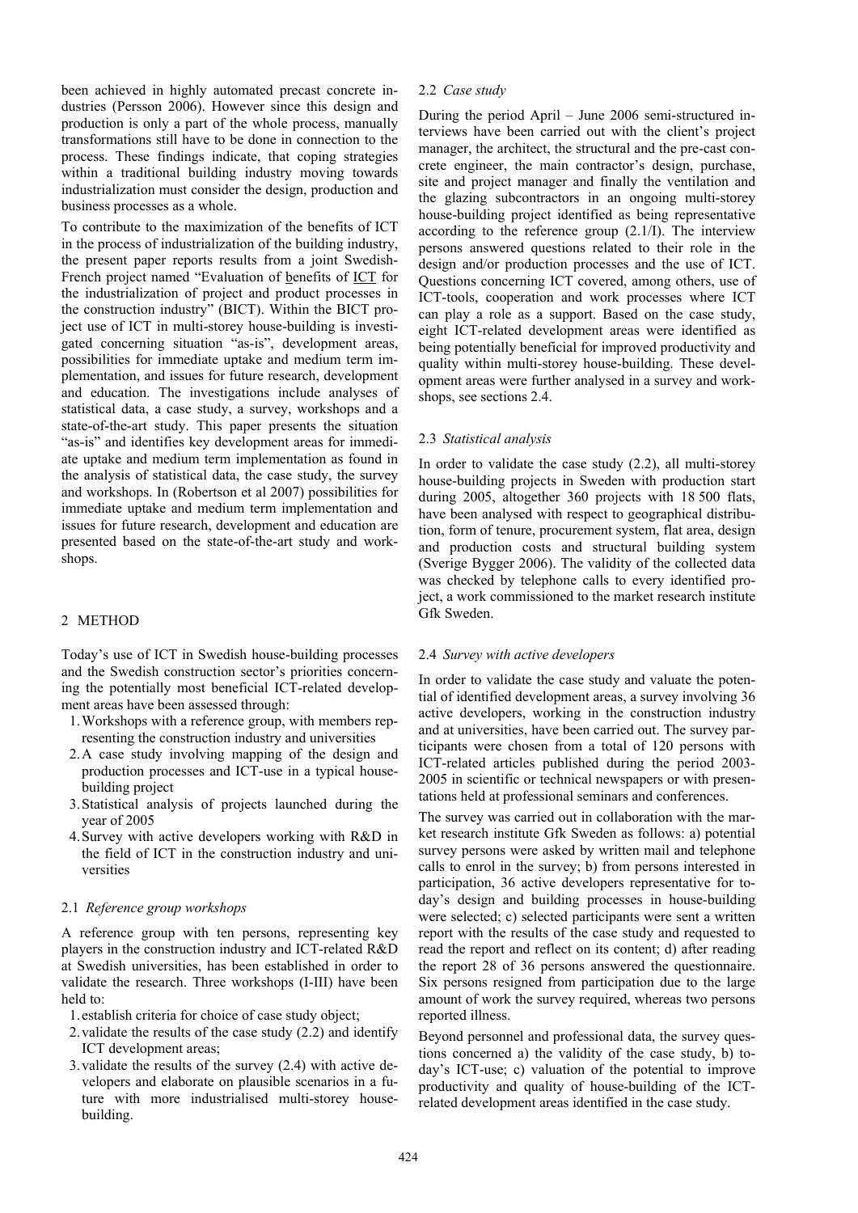been achieved in highly automated precast concrete industries (Persson 2006). However since this design and production is only a part of the whole process, manually transformations still have to be done in connection to the process. These findings indicate, that coping strategies within a traditional building industry moving towards industrialization must consider the design, production and business processes as a whole.

To contribute to the maximization of the benefits of ICT in the process of industrialization of the building industry, the present paper reports results from a joint Swedish-French project named "Evaluation of benefits of ICT for the industrialization of project and product processes in the construction industry" (BICT). Within the BICT project use of ICT in multi-storey house-building is investigated concerning situation "as-is", development areas, possibilities for immediate uptake and medium term implementation, and issues for future research, development and education. The investigations include analyses of statistical data, a case study, a survey, workshops and a state-of-the-art study. This paper presents the situation "as-is" and identifies key development areas for immediate uptake and medium term implementation as found in the analysis of statistical data, the case study, the survey and workshops. In (Robertson et al 2007) possibilities for immediate uptake and medium term implementation and issues for future research, development and education are presented based on the state-of-the-art study and workshops.

## 2 METHOD

Today's use of ICT in Swedish house-building processes and the Swedish construction sector's priorities concerning the potentially most beneficial ICT-related development areas have been assessed through:

1. Workshops with a reference group, with members representing the construction industry and universities
2. A case study involving mapping of the design and production processes and ICT-use in a typical house-building project
3. Statistical analysis of projects launched during the year of 2005
4. Survey with active developers working with R&D in the field of ICT in the construction industry and universities

### 2.1 *Reference group workshops*

A reference group with ten persons, representing key players in the construction industry and ICT-related R&D at Swedish universities, has been established in order to validate the research. Three workshops (I-III) have been held to:

1. establish criteria for choice of case study object;
2. validate the results of the case study (2.2) and identify ICT development areas;
3. validate the results of the survey (2.4) with active developers and elaborate on plausible scenarios in a future with more industrialised multi-storey house-building.

### 2.2 *Case study*

During the period April – June 2006 semi-structured interviews have been carried out with the client's project manager, the architect, the structural and the pre-cast concrete engineer, the main contractor's design, purchase, site and project manager and finally the ventilation and the glazing subcontractors in an ongoing multi-storey house-building project identified as being representative according to the reference group (2.1/I). The interview persons answered questions related to their role in the design and/or production processes and the use of ICT. Questions concerning ICT covered, among others, use of ICT-tools, cooperation and work processes where ICT can play a role as a support. Based on the case study, eight ICT-related development areas were identified as being potentially beneficial for improved productivity and quality within multi-storey house-building. These development areas were further analysed in a survey and workshops, see sections 2.4.

### 2.3 *Statistical analysis*

In order to validate the case study (2.2), all multi-storey house-building projects in Sweden with production start during 2005, altogether 360 projects with 18 500 flats, have been analysed with respect to geographical distribution, form of tenure, procurement system, flat area, design and production costs and structural building system (Sverige Bygger 2006). The validity of the collected data was checked by telephone calls to every identified project, a work commissioned to the market research institute Gfk Sweden.

### 2.4 *Survey with active developers*

In order to validate the case study and valuate the potential of identified development areas, a survey involving 36 active developers, working in the construction industry and at universities, have been carried out. The survey participants were chosen from a total of 120 persons with ICT-related articles published during the period 2003-2005 in scientific or technical newspapers or with presentations held at professional seminars and conferences.

The survey was carried out in collaboration with the market research institute Gfk Sweden as follows: a) potential survey persons were asked by written mail and telephone calls to enrol in the survey; b) from persons interested in participation, 36 active developers representative for today's design and building processes in house-building were selected; c) selected participants were sent a written report with the results of the case study and requested to read the report and reflect on its content; d) after reading the report 28 of 36 persons answered the questionnaire. Six persons resigned from participation due to the large amount of work the survey required, whereas two persons reported illness.

Beyond personnel and professional data, the survey questions concerned a) the validity of the case study, b) today's ICT-use; c) valuation of the potential to improve productivity and quality of house-building of the ICT-related development areas identified in the case study.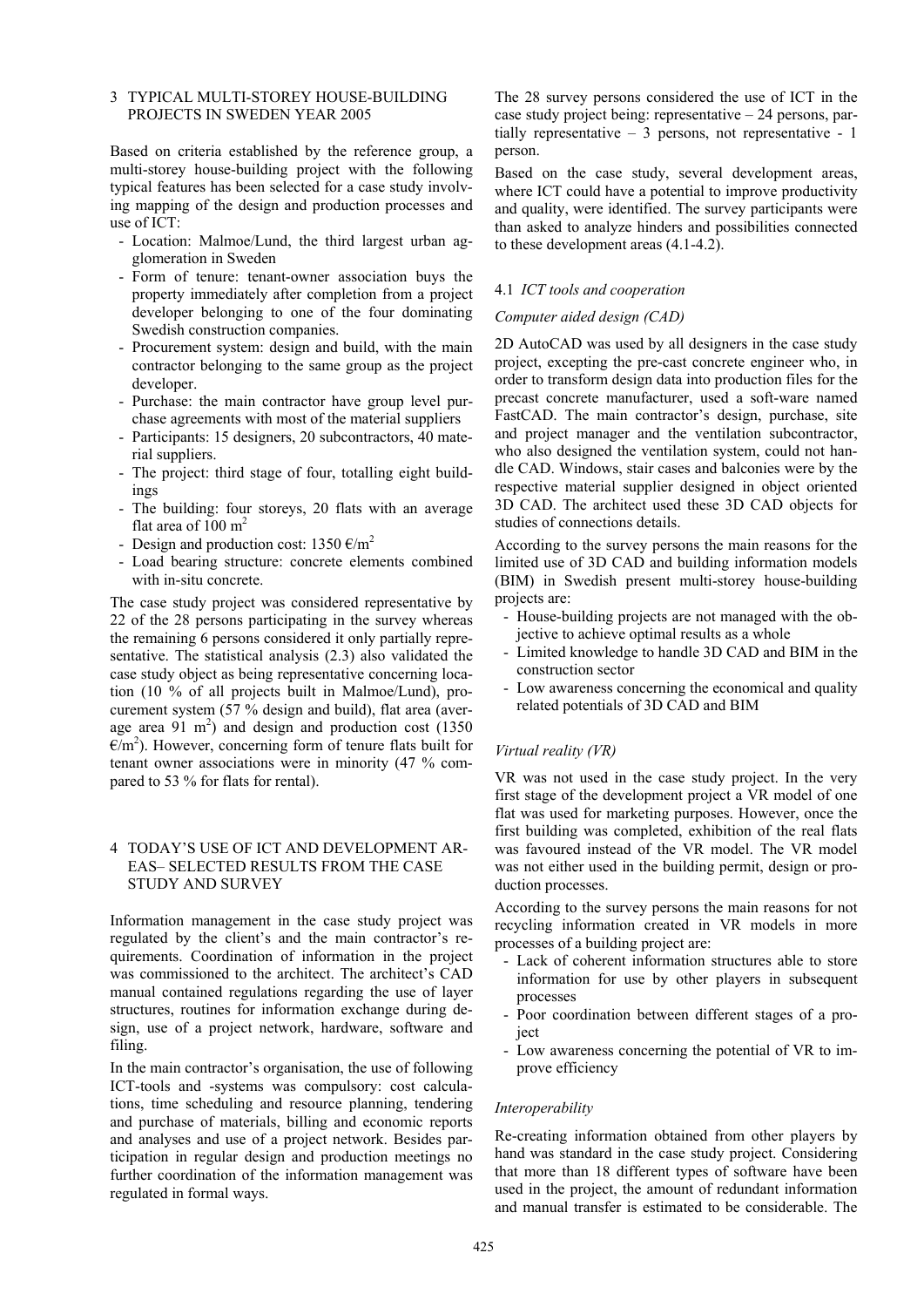## 3 TYPICAL MULTI-STOREY HOUSE-BUILDING PROJECTS IN SWEDEN YEAR 2005

Based on criteria established by the reference group, a multi-storey house-building project with the following typical features has been selected for a case study involving mapping of the design and production processes and use of ICT:

- Location: Malmoe/Lund, the third largest urban agglomeration in Sweden
- Form of tenure: tenant-owner association buys the property immediately after completion from a project developer belonging to one of the four dominating Swedish construction companies.
- Procurement system: design and build, with the main contractor belonging to the same group as the project developer.
- Purchase: the main contractor have group level purchase agreements with most of the material suppliers
- Participants: 15 designers, 20 subcontractors, 40 material suppliers.
- The project: third stage of four, totalling eight buildings
- The building: four storeys, 20 flats with an average flat area of 100 $m^2$
- Design and production cost: 1350 €/$m^2$
- Load bearing structure: concrete elements combined with in-situ concrete.

The case study project was considered representative by 22 of the 28 persons participating in the survey whereas the remaining 6 persons considered it only partially representative. The statistical analysis (2.3) also validated the case study object as being representative concerning location (10 % of all projects built in Malmoe/Lund), procurement system (57 % design and build), flat area (average area 91 $m^2$) and design and production cost (1350 €/$m^2$). However, concerning form of tenure flats built for tenant owner associations were in minority (47 % compared to 53 % for flats for rental).

## 4 TODAY'S USE OF ICT AND DEVELOPMENT AREAS– SELECTED RESULTS FROM THE CASE STUDY AND SURVEY

Information management in the case study project was regulated by the client's and the main contractor's requirements. Coordination of information in the project was commissioned to the architect. The architect's CAD manual contained regulations regarding the use of layer structures, routines for information exchange during design, use of a project network, hardware, software and filing.

In the main contractor's organisation, the use of following ICT-tools and -systems was compulsory: cost calculations, time scheduling and resource planning, tendering and purchase of materials, billing and economic reports and analyses and use of a project network. Besides participation in regular design and production meetings no further coordination of the information management was regulated in formal ways.

The 28 survey persons considered the use of ICT in the case study project being: representative – 24 persons, partially representative – 3 persons, not representative - 1 person.

Based on the case study, several development areas, where ICT could have a potential to improve productivity and quality, were identified. The survey participants were than asked to analyze hinders and possibilities connected to these development areas (4.1-4.2).

### 4.1 *ICT tools and cooperation*

#### *Computer aided design (CAD)*

2D AutoCAD was used by all designers in the case study project, excepting the pre-cast concrete engineer who, in order to transform design data into production files for the precast concrete manufacturer, used a soft-ware named FastCAD. The main contractor's design, purchase, site and project manager and the ventilation subcontractor, who also designed the ventilation system, could not handle CAD. Windows, stair cases and balconies were by the respective material supplier designed in object oriented 3D CAD. The architect used these 3D CAD objects for studies of connections details.

According to the survey persons the main reasons for the limited use of 3D CAD and building information models (BIM) in Swedish present multi-storey house-building projects are:

- House-building projects are not managed with the objective to achieve optimal results as a whole
- Limited knowledge to handle 3D CAD and BIM in the construction sector
- Low awareness concerning the economical and quality related potentials of 3D CAD and BIM

#### *Virtual reality (VR)*

VR was not used in the case study project. In the very first stage of the development project a VR model of one flat was used for marketing purposes. However, once the first building was completed, exhibition of the real flats was favoured instead of the VR model. The VR model was not either used in the building permit, design or production processes.

According to the survey persons the main reasons for not recycling information created in VR models in more processes of a building project are:

- Lack of coherent information structures able to store information for use by other players in subsequent processes
- Poor coordination between different stages of a project
- Low awareness concerning the potential of VR to improve efficiency

#### *Interoperability*

Re-creating information obtained from other players by hand was standard in the case study project. Considering that more than 18 different types of software have been used in the project, the amount of redundant information and manual transfer is estimated to be considerable. The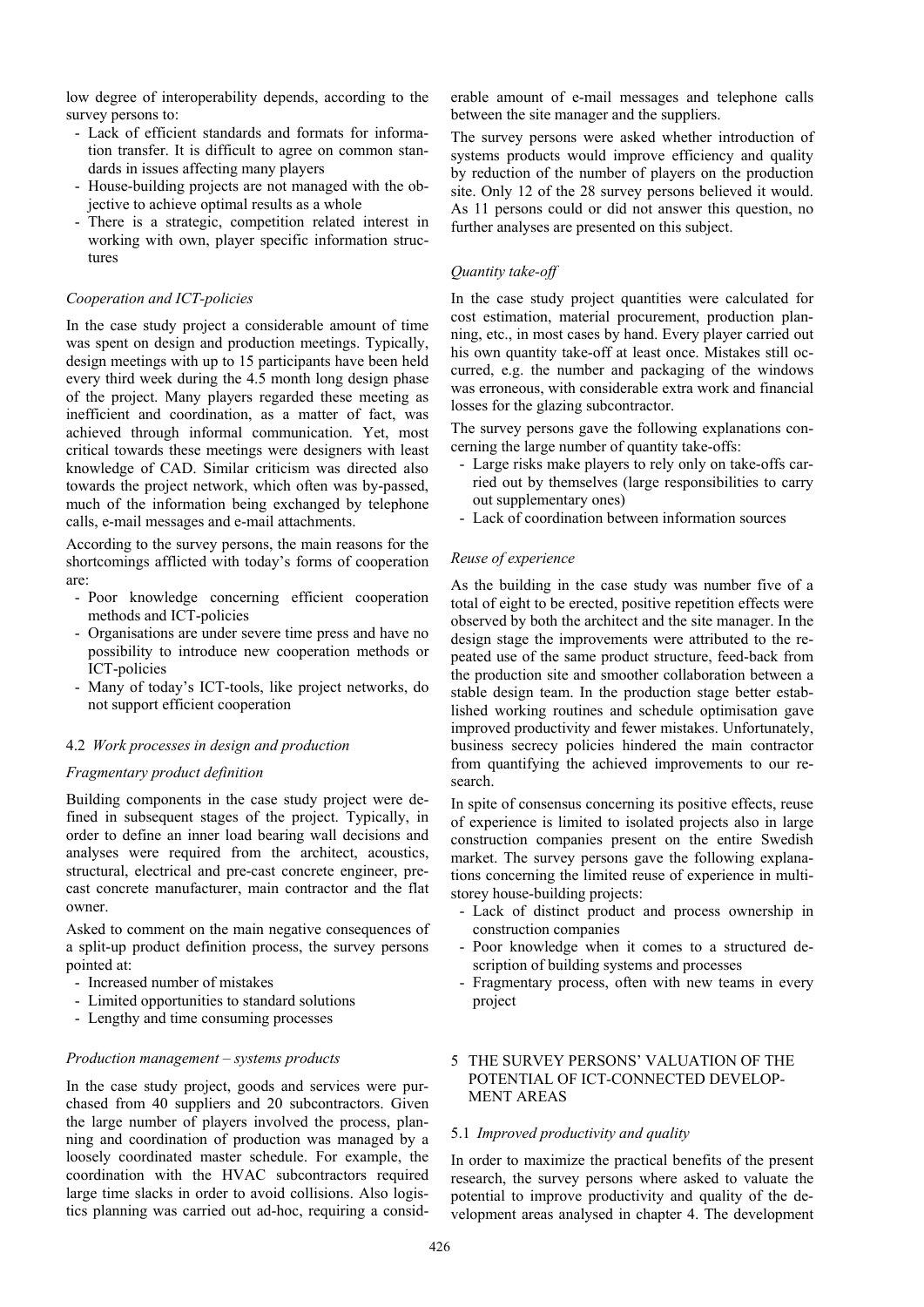low degree of interoperability depends, according to the survey persons to:

- Lack of efficient standards and formats for information transfer. It is difficult to agree on common standards in issues affecting many players
- House-building projects are not managed with the objective to achieve optimal results as a whole
- There is a strategic, competition related interest in working with own, player specific information structures

### *Cooperation and ICT-policies*

In the case study project a considerable amount of time was spent on design and production meetings. Typically, design meetings with up to 15 participants have been held every third week during the 4.5 month long design phase of the project. Many players regarded these meeting as inefficient and coordination, as a matter of fact, was achieved through informal communication. Yet, most critical towards these meetings were designers with least knowledge of CAD. Similar criticism was directed also towards the project network, which often was by-passed, much of the information being exchanged by telephone calls, e-mail messages and e-mail attachments.

According to the survey persons, the main reasons for the shortcomings afflicted with today's forms of cooperation are:

- Poor knowledge concerning efficient cooperation methods and ICT-policies
- Organisations are under severe time press and have no possibility to introduce new cooperation methods or ICT-policies
- Many of today's ICT-tools, like project networks, do not support efficient cooperation

## 4.2 *Work processes in design and production*

### *Fragmentary product definition*

Building components in the case study project were defined in subsequent stages of the project. Typically, in order to define an inner load bearing wall decisions and analyses were required from the architect, acoustics, structural, electrical and pre-cast concrete engineer, pre-cast concrete manufacturer, main contractor and the flat owner.

Asked to comment on the main negative consequences of a split-up product definition process, the survey persons pointed at:

- Increased number of mistakes
- Limited opportunities to standard solutions
- Lengthy and time consuming processes

### *Production management – systems products*

In the case study project, goods and services were purchased from 40 suppliers and 20 subcontractors. Given the large number of players involved the process, planning and coordination of production was managed by a loosely coordinated master schedule. For example, the coordination with the HVAC subcontractors required large time slacks in order to avoid collisions. Also logistics planning was carried out ad-hoc, requiring a considerable amount of e-mail messages and telephone calls between the site manager and the suppliers.

The survey persons were asked whether introduction of systems products would improve efficiency and quality by reduction of the number of players on the production site. Only 12 of the 28 survey persons believed it would. As 11 persons could or did not answer this question, no further analyses are presented on this subject.

### *Quantity take-off*

In the case study project quantities were calculated for cost estimation, material procurement, production planning, etc., in most cases by hand. Every player carried out his own quantity take-off at least once. Mistakes still occurred, e.g. the number and packaging of the windows was erroneous, with considerable extra work and financial losses for the glazing subcontractor.

The survey persons gave the following explanations concerning the large number of quantity take-offs:

- Large risks make players to rely only on take-offs carried out by themselves (large responsibilities to carry out supplementary ones)
- Lack of coordination between information sources

### *Reuse of experience*

As the building in the case study was number five of a total of eight to be erected, positive repetition effects were observed by both the architect and the site manager. In the design stage the improvements were attributed to the repeated use of the same product structure, feed-back from the production site and smoother collaboration between a stable design team. In the production stage better established working routines and schedule optimisation gave improved productivity and fewer mistakes. Unfortunately, business secrecy policies hindered the main contractor from quantifying the achieved improvements to our research.

In spite of consensus concerning its positive effects, reuse of experience is limited to isolated projects also in large construction companies present on the entire Swedish market. The survey persons gave the following explanations concerning the limited reuse of experience in multi-storey house-building projects:

- Lack of distinct product and process ownership in construction companies
- Poor knowledge when it comes to a structured description of building systems and processes
- Fragmentary process, often with new teams in every project

# 5 THE SURVEY PERSONS' VALUATION OF THE POTENTIAL OF ICT-CONNECTED DEVELOPMENT AREAS

## 5.1 *Improved productivity and quality*

In order to maximize the practical benefits of the present research, the survey persons where asked to valuate the potential to improve productivity and quality of the development areas analysed in chapter 4. The development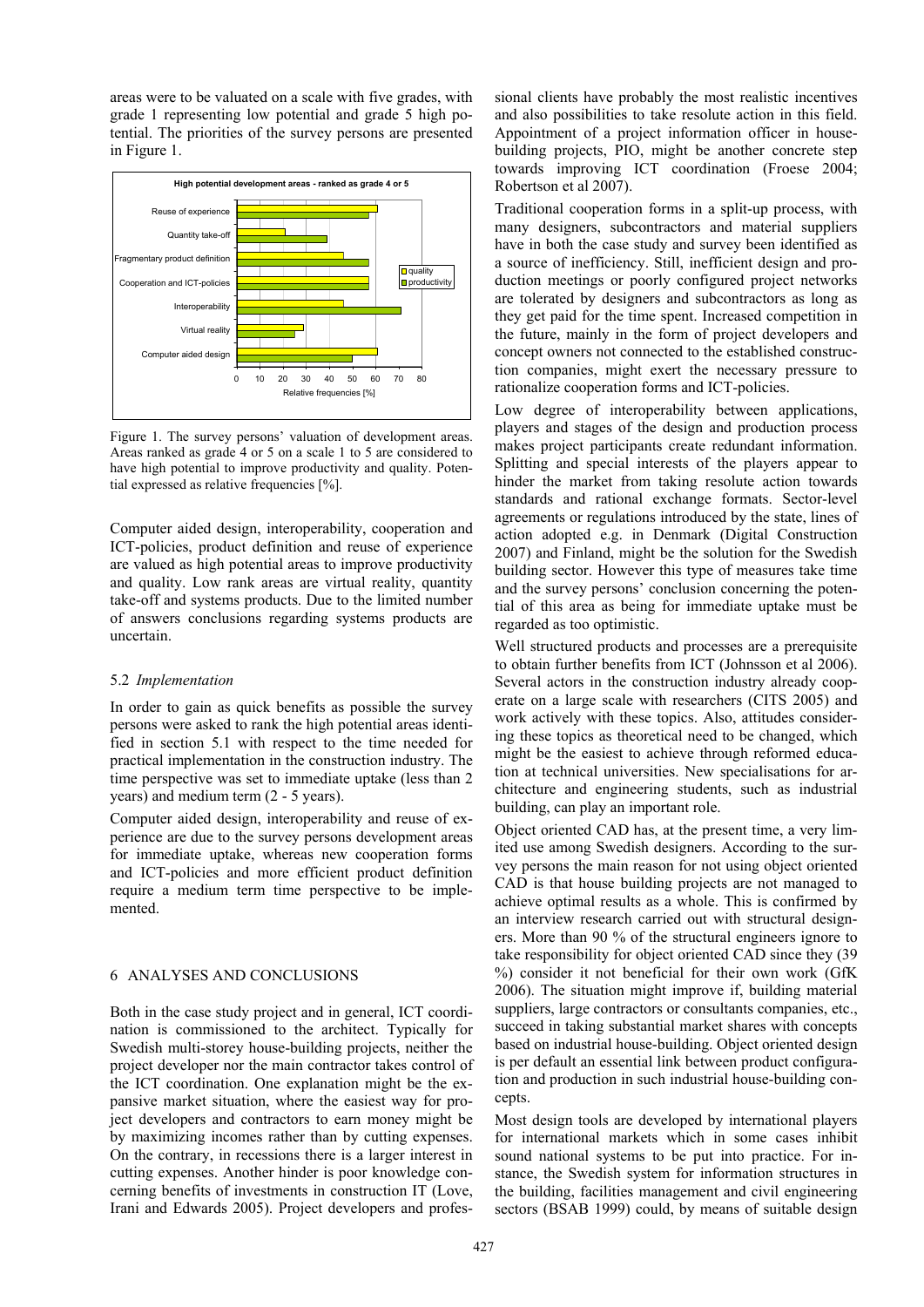areas were to be valuated on a scale with five grades, with grade 1 representing low potential and grade 5 high potential. The priorities of the survey persons are presented in Figure 1.

Figure 1. The survey persons' valuation of development areas. Areas ranked as grade 4 or 5 on a scale 1 to 5 are considered to have high potential to improve productivity and quality. Potential expressed as relative frequencies [%].

Computer aided design, interoperability, cooperation and ICT-policies, product definition and reuse of experience are valued as high potential areas to improve productivity and quality. Low rank areas are virtual reality, quantity take-off and systems products. Due to the limited number of answers conclusions regarding systems products are uncertain.

### 5.2 *Implementation*

In order to gain as quick benefits as possible the survey persons were asked to rank the high potential areas identified in section 5.1 with respect to the time needed for practical implementation in the construction industry. The time perspective was set to immediate uptake (less than 2 years) and medium term (2 - 5 years).

Computer aided design, interoperability and reuse of experience are due to the survey persons development areas for immediate uptake, whereas new cooperation forms and ICT-policies and more efficient product definition require a medium term time perspective to be implemented.

## 6 ANALYSES AND CONCLUSIONS

Both in the case study project and in general, ICT coordination is commissioned to the architect. Typically for Swedish multi-storey house-building projects, neither the project developer nor the main contractor takes control of the ICT coordination. One explanation might be the expansive market situation, where the easiest way for project developers and contractors to earn money might be by maximizing incomes rather than by cutting expenses. On the contrary, in recessions there is a larger interest in cutting expenses. Another hinder is poor knowledge concerning benefits of investments in construction IT (Love, Irani and Edwards 2005). Project developers and professional clients have probably the most realistic incentives and also possibilities to take resolute action in this field. Appointment of a project information officer in house-building projects, PIO, might be another concrete step towards improving ICT coordination (Froese 2004; Robertson et al 2007).

Traditional cooperation forms in a split-up process, with many designers, subcontractors and material suppliers have in both the case study and survey been identified as a source of inefficiency. Still, inefficient design and production meetings or poorly configured project networks are tolerated by designers and subcontractors as long as they get paid for the time spent. Increased competition in the future, mainly in the form of project developers and concept owners not connected to the established construction companies, might exert the necessary pressure to rationalize cooperation forms and ICT-policies.

Low degree of interoperability between applications, players and stages of the design and production process makes project participants create redundant information. Splitting and special interests of the players appear to hinder the market from taking resolute action towards standards and rational exchange formats. Sector-level agreements or regulations introduced by the state, lines of action adopted e.g. in Denmark (Digital Construction 2007) and Finland, might be the solution for the Swedish building sector. However this type of measures take time and the survey persons' conclusion concerning the potential of this area as being for immediate uptake must be regarded as too optimistic.

Well structured products and processes are a prerequisite to obtain further benefits from ICT (Johnsson et al 2006). Several actors in the construction industry already cooperate on a large scale with researchers (CITS 2005) and work actively with these topics. Also, attitudes considering these topics as theoretical need to be changed, which might be the easiest to achieve through reformed education at technical universities. New specialisations for architecture and engineering students, such as industrial building, can play an important role.

Object oriented CAD has, at the present time, a very limited use among Swedish designers. According to the survey persons the main reason for not using object oriented CAD is that house building projects are not managed to achieve optimal results as a whole. This is confirmed by an interview research carried out with structural designers. More than 90 % of the structural engineers ignore to take responsibility for object oriented CAD since they (39 %) consider it not beneficial for their own work (GfK 2006). The situation might improve if, building material suppliers, large contractors or consultants companies, etc., succeed in taking substantial market shares with concepts based on industrial house-building. Object oriented design is per default an essential link between product configuration and production in such industrial house-building concepts.

Most design tools are developed by international players for international markets which in some cases inhibit sound national systems to be put into practice. For instance, the Swedish system for information structures in the building, facilities management and civil engineering sectors (BSAB 1999) could, by means of suitable design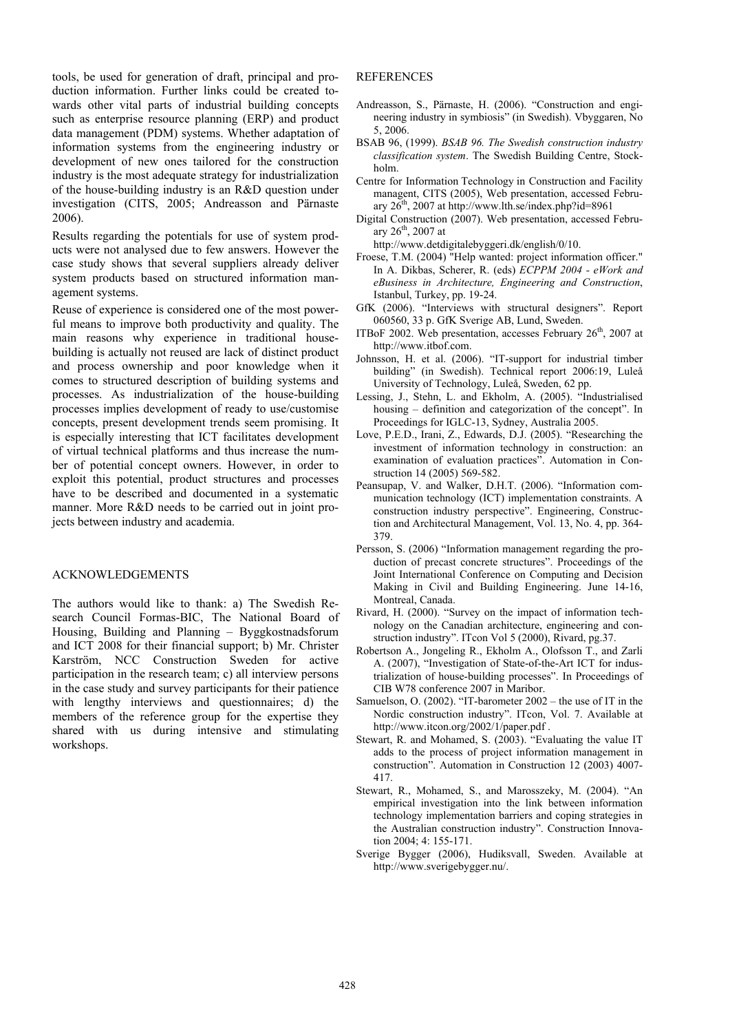tools, be used for generation of draft, principal and production information. Further links could be created towards other vital parts of industrial building concepts such as enterprise resource planning (ERP) and product data management (PDM) systems. Whether adaptation of information systems from the engineering industry or development of new ones tailored for the construction industry is the most adequate strategy for industrialization of the house-building industry is an R&D question under investigation (CITS, 2005; Andreasson and Pärnaste 2006).

Results regarding the potentials for use of system products were not analysed due to few answers. However the case study shows that several suppliers already deliver system products based on structured information management systems.

Reuse of experience is considered one of the most powerful means to improve both productivity and quality. The main reasons why experience in traditional house-building is actually not reused are lack of distinct product and process ownership and poor knowledge when it comes to structured description of building systems and processes. As industrialization of the house-building processes implies development of ready to use/customise concepts, present development trends seem promising. It is especially interesting that ICT facilitates development of virtual technical platforms and thus increase the number of potential concept owners. However, in order to exploit this potential, product structures and processes have to be described and documented in a systematic manner. More R&D needs to be carried out in joint projects between industry and academia.

## ACKNOWLEDGEMENTS

The authors would like to thank: a) The Swedish Research Council Formas-BIC, The National Board of Housing, Building and Planning – Byggkostnadsforum and ICT 2008 for their financial support; b) Mr. Christer Karström, NCC Construction Sweden for active participation in the research team; c) all interview persons in the case study and survey participants for their patience with lengthy interviews and questionnaires; d) the members of the reference group for the expertise they shared with us during intensive and stimulating workshops.

## REFERENCES

Andreasson, S., Pärnaste, H. (2006). "Construction and engineering industry in symbiosis" (in Swedish). Vbyggaren, No 5, 2006.

BSAB 96, (1999). *BSAB 96. The Swedish construction industry classification system*. The Swedish Building Centre, Stockholm.

Centre for Information Technology in Construction and Facility managent, CITS (2005), Web presentation, accessed February 26th, 2007 at http://www.lth.se/index.php?id=8961

Digital Construction (2007). Web presentation, accessed February 26th, 2007 at http://www.detdigitalebyggeri.dk/english/0/10.

Froese, T.M. (2004) "Help wanted: project information officer." In A. Dikbas, Scherer, R. (eds) *ECPPM 2004 - eWork and eBusiness in Architecture, Engineering and Construction*, Istanbul, Turkey, pp. 19-24.

GfK (2006). "Interviews with structural designers". Report 060560, 33 p. GfK Sverige AB, Lund, Sweden.

ITBoF 2002. Web presentation, accesses February 26th, 2007 at http://www.itbof.com.

Johnsson, H. et al. (2006). "IT-support for industrial timber building" (in Swedish). Technical report 2006:19, Luleå University of Technology, Luleå, Sweden, 62 pp.

Lessing, J., Stehn, L. and Ekholm, A. (2005). "Industrialised housing – definition and categorization of the concept". In Proceedings for IGLC-13, Sydney, Australia 2005.

Love, P.E.D., Irani, Z., Edwards, D.J. (2005). "Researching the investment of information technology in construction: an examination of evaluation practices". Automation in Construction 14 (2005) 569-582.

Peansupap, V. and Walker, D.H.T. (2006). "Information communication technology (ICT) implementation constraints. A construction industry perspective". Engineering, Construction and Architectural Management, Vol. 13, No. 4, pp. 364-379.

Persson, S. (2006) "Information management regarding the production of precast concrete structures". Proceedings of the Joint International Conference on Computing and Decision Making in Civil and Building Engineering. June 14-16, Montreal, Canada.

Rivard, H. (2000). "Survey on the impact of information technology on the Canadian architecture, engineering and construction industry". ITcon Vol 5 (2000), Rivard, pg.37.

Robertson A., Jongeling R., Ekholm A., Olofsson T., and Zarli A. (2007), "Investigation of State-of-the-Art ICT for industrialization of house-building processes". In Proceedings of CIB W78 conference 2007 in Maribor.

Samuelson, O. (2002). "IT-barometer 2002 – the use of IT in the Nordic construction industry". ITcon, Vol. 7. Available at http://www.itcon.org/2002/1/paper.pdf .

Stewart, R. and Mohamed, S. (2003). "Evaluating the value IT adds to the process of project information management in construction". Automation in Construction 12 (2003) 4007-417.

Stewart, R., Mohamed, S., and Marosszeky, M. (2004). "An empirical investigation into the link between information technology implementation barriers and coping strategies in the Australian construction industry". Construction Innovation 2004; 4: 155-171.

Sverige Bygger (2006), Hudiksvall, Sweden. Available at http://www.sverigebygger.nu/.